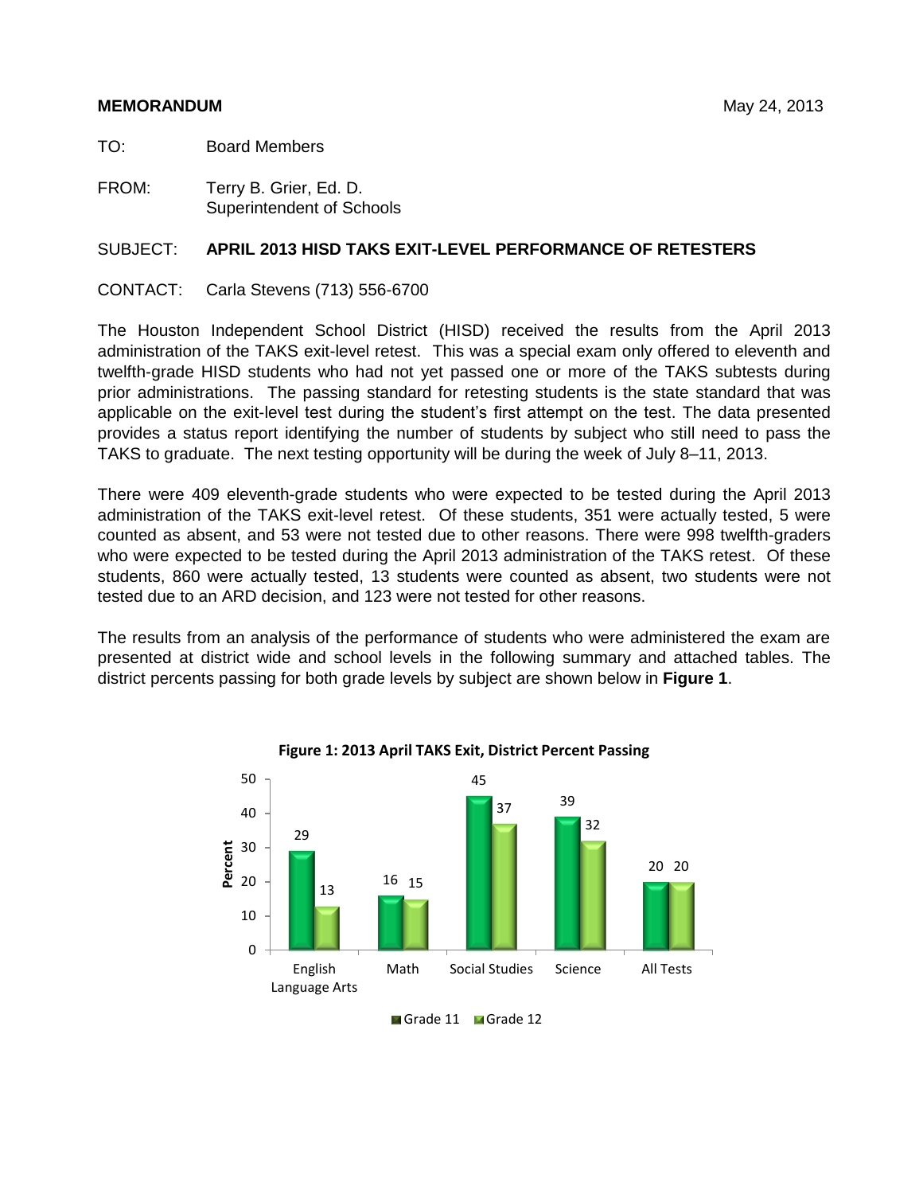**MEMORANDUM** May 24, 2013

TO: Board Members

FROM: Terry B. Grier, Ed. D.
Superintendent of Schools

SUBJECT: **APRIL 2013 HISD TAKS EXIT-LEVEL PERFORMANCE OF RETESTERS**

CONTACT: Carla Stevens (713) 556-6700

The Houston Independent School District (HISD) received the results from the April 2013 administration of the TAKS exit-level retest. This was a special exam only offered to eleventh and twelfth-grade HISD students who had not yet passed one or more of the TAKS subtests during prior administrations. The passing standard for retesting students is the state standard that was applicable on the exit-level test during the student's first attempt on the test. The data presented provides a status report identifying the number of students by subject who still need to pass the TAKS to graduate. The next testing opportunity will be during the week of July 8–11, 2013.

There were 409 eleventh-grade students who were expected to be tested during the April 2013 administration of the TAKS exit-level retest. Of these students, 351 were actually tested, 5 were counted as absent, and 53 were not tested due to other reasons. There were 998 twelfth-graders who were expected to be tested during the April 2013 administration of the TAKS retest. Of these students, 860 were actually tested, 13 students were counted as absent, two students were not tested due to an ARD decision, and 123 were not tested for other reasons.

The results from an analysis of the performance of students who were administered the exam are presented at district wide and school levels in the following summary and attached tables. The district percents passing for both grade levels by subject are shown below in **Figure 1**.

**Figure 1: 2013 April TAKS Exit, District Percent Passing**

| Subject | Grade 11 | Grade 12 |
|---|---|---|
| English Language Arts | 29 | 13 |
| Math | 16 | 15 |
| Social Studies | 45 | 37 |
| Science | 39 | 32 |
| All Tests | 20 | 20 |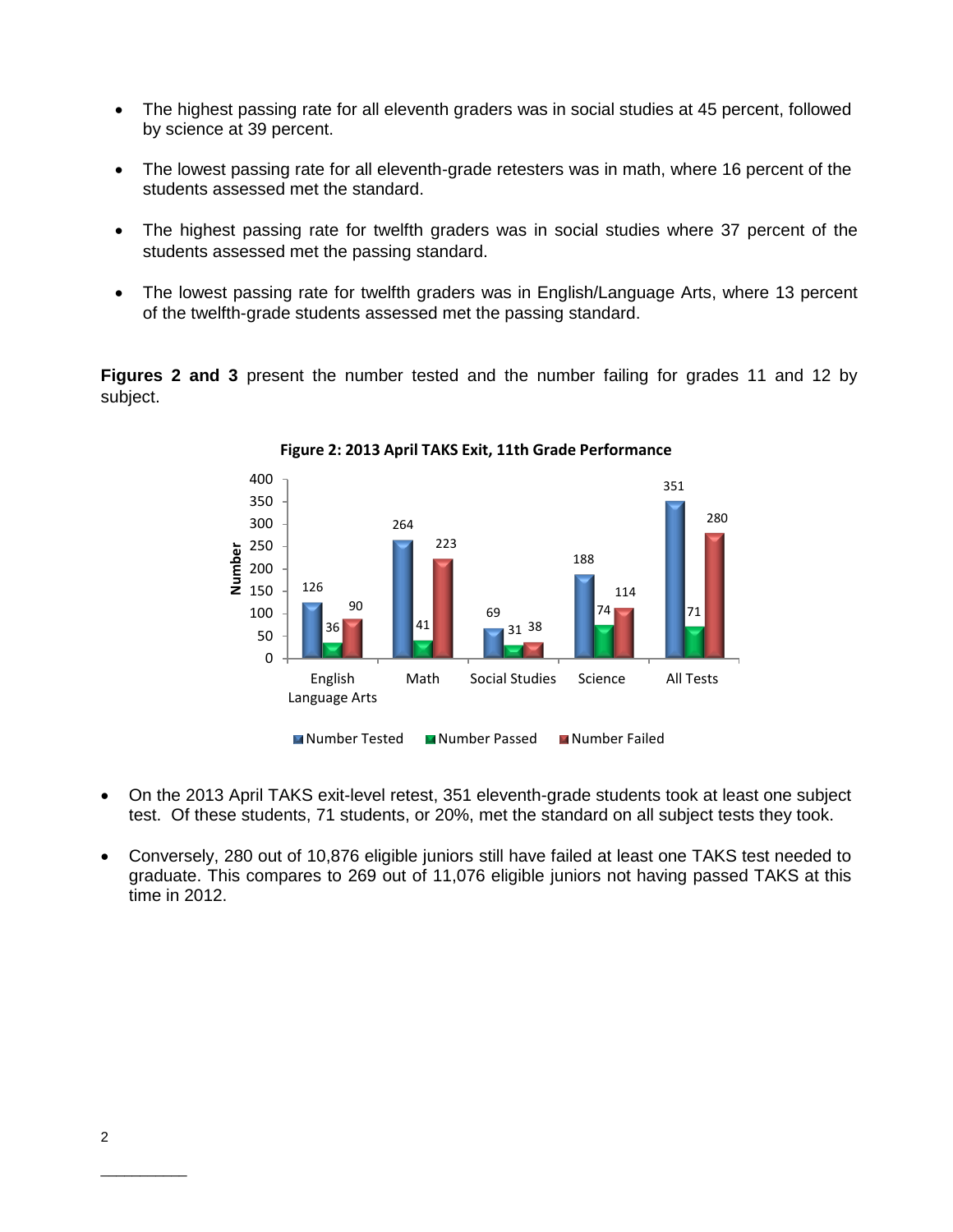- The highest passing rate for all eleventh graders was in social studies at 45 percent, followed by science at 39 percent.
- The lowest passing rate for all eleventh-grade retesters was in math, where 16 percent of the students assessed met the standard.
- The highest passing rate for twelfth graders was in social studies where 37 percent of the students assessed met the passing standard.
- The lowest passing rate for twelfth graders was in English/Language Arts, where 13 percent of the twelfth-grade students assessed met the passing standard.

**Figures 2 and 3** present the number tested and the number failing for grades 11 and 12 by subject.

**Figure 2: 2013 April TAKS Exit, 11th Grade Performance**

| | English Language Arts | Math | Social Studies | Science | All Tests |
|---|---|---|---|---|---|
| Number Tested | 126 | 264 | 69 | 188 | 351 |
| Number Passed | 36 | 41 | 31 | 74 | 71 |
| Number Failed | 90 | 223 | 38 | 114 | 280 |

- On the 2013 April TAKS exit-level retest, 351 eleventh-grade students took at least one subject test. Of these students, 71 students, or 20%, met the standard on all subject tests they took.
- Conversely, 280 out of 10,876 eligible juniors still have failed at least one TAKS test needed to graduate. This compares to 269 out of 11,076 eligible juniors not having passed TAKS at this time in 2012.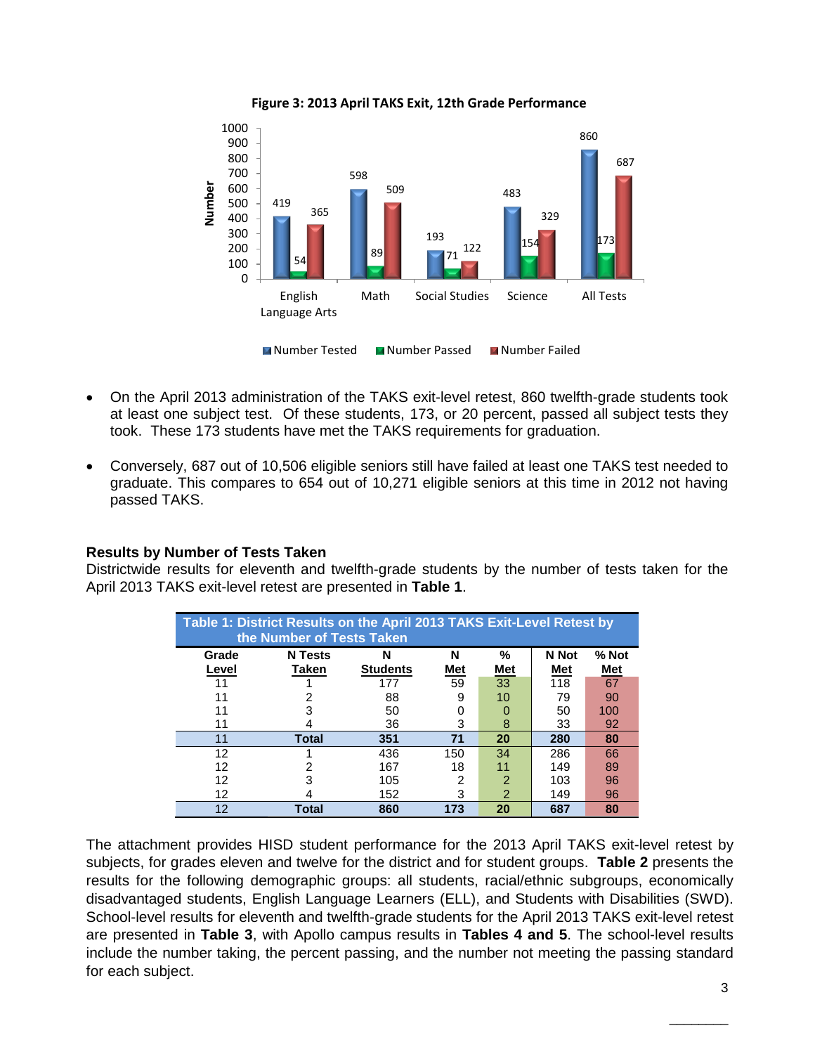**Figure 3: 2013 April TAKS Exit, 12th Grade Performance**

| | Number Tested | Number Passed | Number Failed |
|---|---|---|---|
| English Language Arts | 419 | 54 | 365 |
| Math | 598 | 89 | 509 |
| Social Studies | 193 | 71 | 122 |
| Science | 483 | 154 | 329 |
| All Tests | 860 | 173 | 687 |

- On the April 2013 administration of the TAKS exit-level retest, 860 twelfth-grade students took at least one subject test. Of these students, 173, or 20 percent, passed all subject tests they took. These 173 students have met the TAKS requirements for graduation.

- Conversely, 687 out of 10,506 eligible seniors still have failed at least one TAKS test needed to graduate. This compares to 654 out of 10,271 eligible seniors at this time in 2012 not having passed TAKS.

### Results by Number of Tests Taken

Districtwide results for eleventh and twelfth-grade students by the number of tests taken for the April 2013 TAKS exit-level retest are presented in **Table 1**.

**Table 1: District Results on the April 2013 TAKS Exit-Level Retest by the Number of Tests Taken**

| Grade Level | N Tests Taken | N Students | N Met | % Met | N Not Met | % Not Met |
|---|---|---|---|---|---|---|
| 11 | 1 | 177 | 59 | 33 | 118 | 67 |
| 11 | 2 | 88 | 9 | 10 | 79 | 90 |
| 11 | 3 | 50 | 0 | 0 | 50 | 100 |
| 11 | 4 | 36 | 3 | 8 | 33 | 92 |
| 11 | **Total** | **351** | **71** | **20** | **280** | **80** |
| 12 | 1 | 436 | 150 | 34 | 286 | 66 |
| 12 | 2 | 167 | 18 | 11 | 149 | 89 |
| 12 | 3 | 105 | 2 | 2 | 103 | 96 |
| 12 | 4 | 152 | 3 | 2 | 149 | 96 |
| 12 | **Total** | **860** | **173** | **20** | **687** | **80** |

The attachment provides HISD student performance for the 2013 April TAKS exit-level retest by subjects, for grades eleven and twelve for the district and for student groups. **Table 2** presents the results for the following demographic groups: all students, racial/ethnic subgroups, economically disadvantaged students, English Language Learners (ELL), and Students with Disabilities (SWD). School-level results for eleventh and twelfth-grade students for the April 2013 TAKS exit-level retest are presented in **Table 3**, with Apollo campus results in **Tables 4 and 5**. The school-level results include the number taking, the percent passing, and the number not meeting the passing standard for each subject.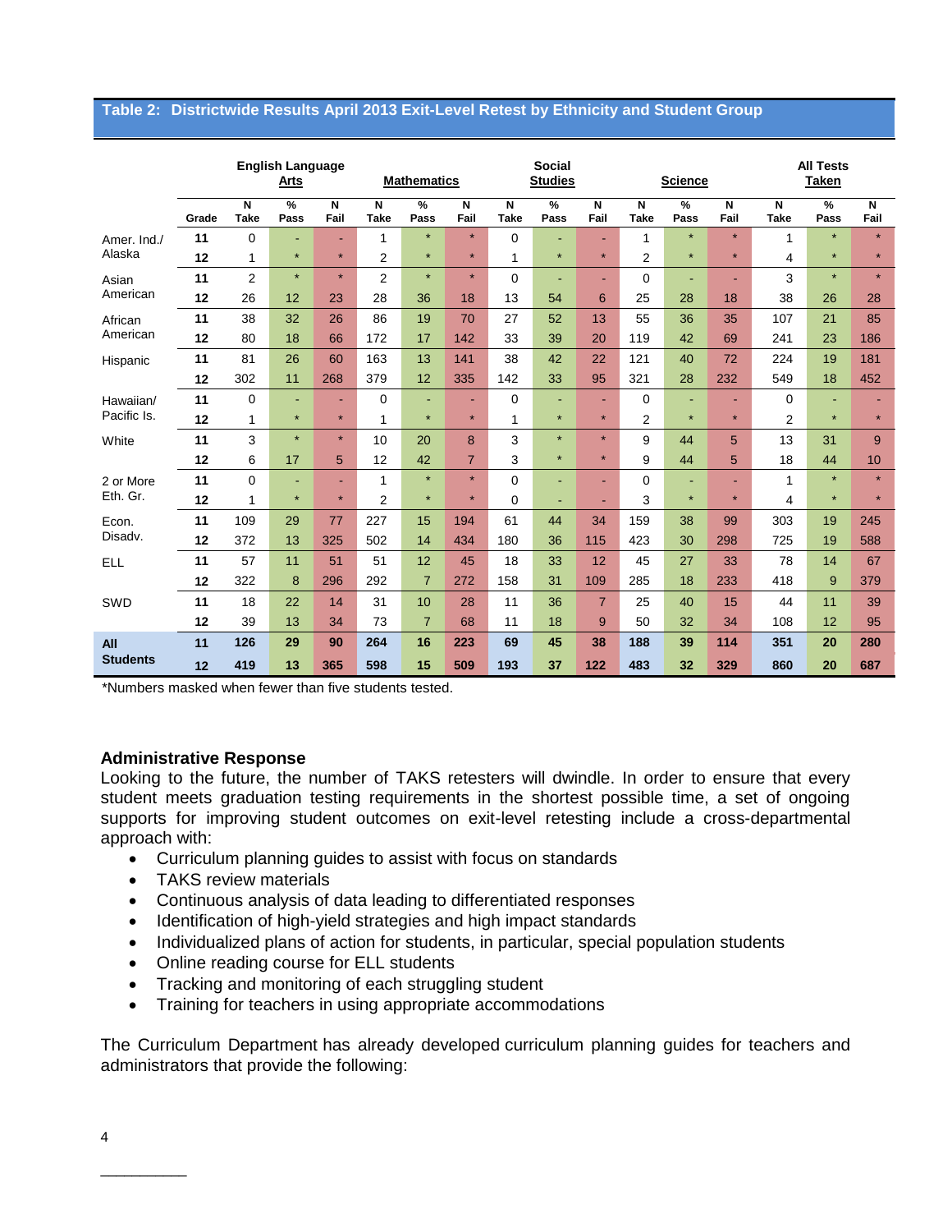## Table 2: Districtwide Results April 2013 Exit-Level Retest by Ethnicity and Student Group

| | | English Language Arts | | | Mathematics | | | Social Studies | | | Science | | | All Tests Taken | | |
|---|---|---|---|---|---|---|---|---|---|---|---|---|---|---|---|---|
| | Grade | N Take | % Pass | N Fail | N Take | % Pass | N Fail | N Take | % Pass | N Fail | N Take | % Pass | N Fail | N Take | % Pass | N Fail |
| Amer. Ind./ Alaska | 11 | 0 | - | - | 1 | * | * | 0 | - | - | 1 | * | * | 1 | * | * |
| | 12 | 1 | * | * | 2 | * | * | 1 | * | * | 2 | * | * | 4 | * | * |
| Asian American | 11 | 2 | * | * | 2 | * | * | 0 | - | - | 0 | - | - | 3 | * | * |
| | 12 | 26 | 12 | 23 | 28 | 36 | 18 | 13 | 54 | 6 | 25 | 28 | 18 | 38 | 26 | 28 |
| African American | 11 | 38 | 32 | 26 | 86 | 19 | 70 | 27 | 52 | 13 | 55 | 36 | 35 | 107 | 21 | 85 |
| | 12 | 80 | 18 | 66 | 172 | 17 | 142 | 33 | 39 | 20 | 119 | 42 | 69 | 241 | 23 | 186 |
| Hispanic | 11 | 81 | 26 | 60 | 163 | 13 | 141 | 38 | 42 | 22 | 121 | 40 | 72 | 224 | 19 | 181 |
| | 12 | 302 | 11 | 268 | 379 | 12 | 335 | 142 | 33 | 95 | 321 | 28 | 232 | 549 | 18 | 452 |
| Hawaiian/ Pacific Is. | 11 | 0 | - | - | 0 | - | - | 0 | - | - | 0 | - | - | 0 | - | - |
| | 12 | 1 | * | * | 1 | * | * | 1 | * | * | 2 | * | * | 2 | * | * |
| White | 11 | 3 | * | * | 10 | 20 | 8 | 3 | * | * | 9 | 44 | 5 | 13 | 31 | 9 |
| | 12 | 6 | 17 | 5 | 12 | 42 | 7 | 3 | * | * | 9 | 44 | 5 | 18 | 44 | 10 |
| 2 or More Eth. Gr. | 11 | 0 | - | - | 1 | * | * | 0 | - | - | 0 | - | - | 1 | * | * |
| | 12 | 1 | * | * | 2 | * | * | 0 | - | - | 3 | * | * | 4 | * | * |
| Econ. Disadv. | 11 | 109 | 29 | 77 | 227 | 15 | 194 | 61 | 44 | 34 | 159 | 38 | 99 | 303 | 19 | 245 |
| | 12 | 372 | 13 | 325 | 502 | 14 | 434 | 180 | 36 | 115 | 423 | 30 | 298 | 725 | 19 | 588 |
| ELL | 11 | 57 | 11 | 51 | 51 | 12 | 45 | 18 | 33 | 12 | 45 | 27 | 33 | 78 | 14 | 67 |
| | 12 | 322 | 8 | 296 | 292 | 7 | 272 | 158 | 31 | 109 | 285 | 18 | 233 | 418 | 9 | 379 |
| SWD | 11 | 18 | 22 | 14 | 31 | 10 | 28 | 11 | 36 | 7 | 25 | 40 | 15 | 44 | 11 | 39 |
| | 12 | 39 | 13 | 34 | 73 | 7 | 68 | 11 | 18 | 9 | 50 | 32 | 34 | 108 | 12 | 95 |
| **All Students** | **11** | **126** | **29** | **90** | **264** | **16** | **223** | **69** | **45** | **38** | **188** | **39** | **114** | **351** | **20** | **280** |
| | **12** | **419** | **13** | **365** | **598** | **15** | **509** | **193** | **37** | **122** | **483** | **32** | **329** | **860** | **20** | **687** |

*Numbers masked when fewer than five students tested.

### Administrative Response

Looking to the future, the number of TAKS retesters will dwindle. In order to ensure that every student meets graduation testing requirements in the shortest possible time, a set of ongoing supports for improving student outcomes on exit-level retesting include a cross-departmental approach with:

- Curriculum planning guides to assist with focus on standards
- TAKS review materials
- Continuous analysis of data leading to differentiated responses
- Identification of high-yield strategies and high impact standards
- Individualized plans of action for students, in particular, special population students
- Online reading course for ELL students
- Tracking and monitoring of each struggling student
- Training for teachers in using appropriate accommodations

The Curriculum Department has already developed curriculum planning guides for teachers and administrators that provide the following: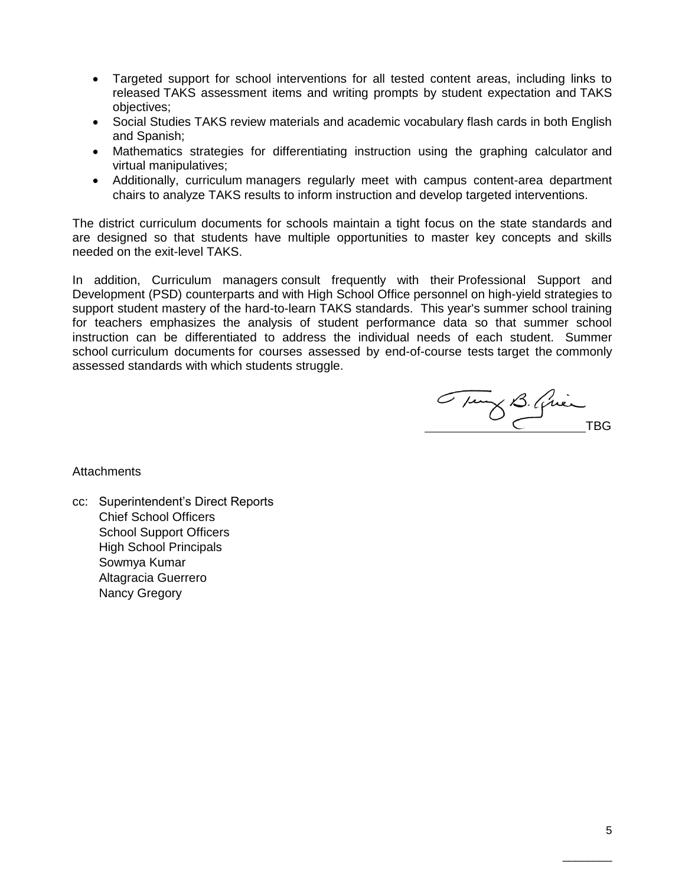- Targeted support for school interventions for all tested content areas, including links to released TAKS assessment items and writing prompts by student expectation and TAKS objectives;
- Social Studies TAKS review materials and academic vocabulary flash cards in both English and Spanish;
- Mathematics strategies for differentiating instruction using the graphing calculator and virtual manipulatives;
- Additionally, curriculum managers regularly meet with campus content-area department chairs to analyze TAKS results to inform instruction and develop targeted interventions.

The district curriculum documents for schools maintain a tight focus on the state standards and are designed so that students have multiple opportunities to master key concepts and skills needed on the exit-level TAKS.

In addition, Curriculum managers consult frequently with their Professional Support and Development (PSD) counterparts and with High School Office personnel on high-yield strategies to support student mastery of the hard-to-learn TAKS standards. This year's summer school training for teachers emphasizes the analysis of student performance data so that summer school instruction can be differentiated to address the individual needs of each student. Summer school curriculum documents for courses assessed by end-of-course tests target the commonly assessed standards with which students struggle.

TBG

Attachments

cc: Superintendent's Direct Reports
Chief School Officers
School Support Officers
High School Principals
Sowmya Kumar
Altagracia Guerrero
Nancy Gregory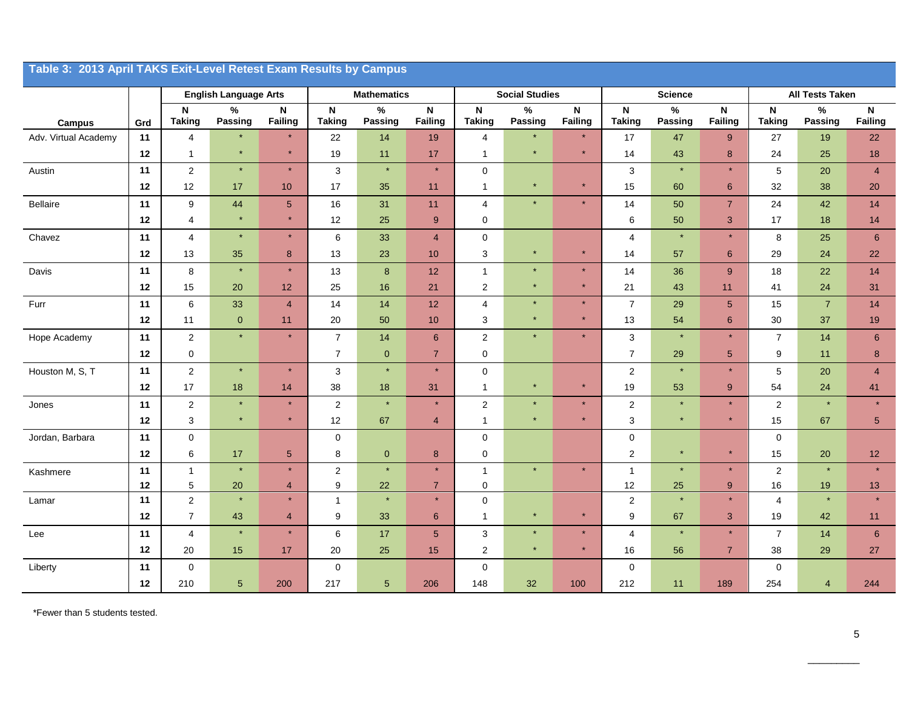## Table 3: 2013 April TAKS Exit-Level Retest Exam Results by Campus

| Campus | Grd | English Language Arts | | | Mathematics | | | Social Studies | | | Science | | | All Tests Taken | | |
|---|---|---|---|---|---|---|---|---|---|---|---|---|---|---|---|---|
| | | N Taking | % Passing | N Failing | N Taking | % Passing | N Failing | N Taking | % Passing | N Failing | N Taking | % Passing | N Failing | N Taking | % Passing | N Failing |
| Adv. Virtual Academy | 11 | 4 | * | * | 22 | 14 | 19 | 4 | * | * | 17 | 47 | 9 | 27 | 19 | 22 |
| | 12 | 1 | * | * | 19 | 11 | 17 | 1 | * | * | 14 | 43 | 8 | 24 | 25 | 18 |
| Austin | 11 | 2 | * | * | 3 | * | * | 0 | | | 3 | * | * | 5 | 20 | 4 |
| | 12 | 12 | 17 | 10 | 17 | 35 | 11 | 1 | * | * | 15 | 60 | 6 | 32 | 38 | 20 |
| Bellaire | 11 | 9 | 44 | 5 | 16 | 31 | 11 | 4 | * | * | 14 | 50 | 7 | 24 | 42 | 14 |
| | 12 | 4 | * | * | 12 | 25 | 9 | 0 | | | 6 | 50 | 3 | 17 | 18 | 14 |
| Chavez | 11 | 4 | * | * | 6 | 33 | 4 | 0 | | | 4 | * | * | 8 | 25 | 6 |
| | 12 | 13 | 35 | 8 | 13 | 23 | 10 | 3 | * | * | 14 | 57 | 6 | 29 | 24 | 22 |
| Davis | 11 | 8 | * | * | 13 | 8 | 12 | 1 | * | * | 14 | 36 | 9 | 18 | 22 | 14 |
| | 12 | 15 | 20 | 12 | 25 | 16 | 21 | 2 | * | * | 21 | 43 | 11 | 41 | 24 | 31 |
| Furr | 11 | 6 | 33 | 4 | 14 | 14 | 12 | 4 | * | * | 7 | 29 | 5 | 15 | 7 | 14 |
| | 12 | 11 | 0 | 11 | 20 | 50 | 10 | 3 | * | * | 13 | 54 | 6 | 30 | 37 | 19 |
| Hope Academy | 11 | 2 | * | * | 7 | 14 | 6 | 2 | * | * | 3 | * | * | 7 | 14 | 6 |
| | 12 | 0 | | | 7 | 0 | 7 | 0 | | | 7 | 29 | 5 | 9 | 11 | 8 |
| Houston M, S, T | 11 | 2 | * | * | 3 | * | * | 0 | | | 2 | * | * | 5 | 20 | 4 |
| | 12 | 17 | 18 | 14 | 38 | 18 | 31 | 1 | * | * | 19 | 53 | 9 | 54 | 24 | 41 |
| Jones | 11 | 2 | * | * | 2 | * | * | 2 | * | * | 2 | * | * | 2 | * | * |
| | 12 | 3 | * | * | 12 | 67 | 4 | 1 | * | * | 3 | * | * | 15 | 67 | 5 |
| Jordan, Barbara | 11 | 0 | | | 0 | | | 0 | | | 0 | | | 0 | | |
| | 12 | 6 | 17 | 5 | 8 | 0 | 8 | 0 | | | 2 | * | * | 15 | 20 | 12 |
| Kashmere | 11 | 1 | * | * | 2 | * | * | 1 | * | * | 1 | * | * | 2 | * | * |
| | 12 | 5 | 20 | 4 | 9 | 22 | 7 | 0 | | | 12 | 25 | 9 | 16 | 19 | 13 |
| Lamar | 11 | 2 | * | * | 1 | * | * | 0 | | | 2 | * | * | 4 | * | * |
| | 12 | 7 | 43 | 4 | 9 | 33 | 6 | 1 | * | * | 9 | 67 | 3 | 19 | 42 | 11 |
| Lee | 11 | 4 | * | * | 6 | 17 | 5 | 3 | * | * | 4 | * | * | 7 | 14 | 6 |
| | 12 | 20 | 15 | 17 | 20 | 25 | 15 | 2 | * | * | 16 | 56 | 7 | 38 | 29 | 27 |
| Liberty | 11 | 0 | | | 0 | | | 0 | | | 0 | | | 0 | | |
| | 12 | 210 | 5 | 200 | 217 | 5 | 206 | 148 | 32 | 100 | 212 | 11 | 189 | 254 | 4 | 244 |

*Fewer than 5 students tested.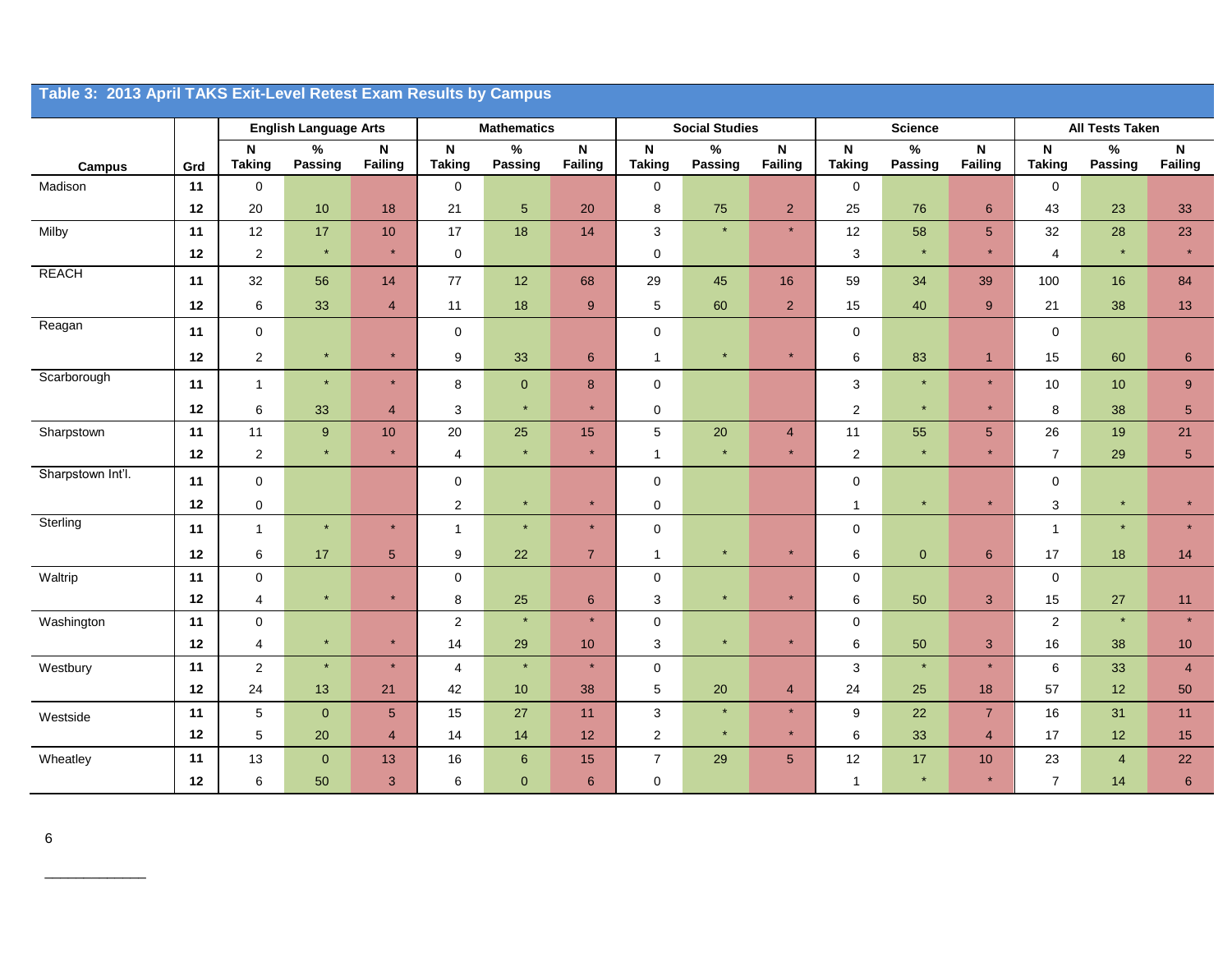**Table 3: 2013 April TAKS Exit-Level Retest Exam Results by Campus**

| Campus | Grd | English Language Arts | | | Mathematics | | | Social Studies | | | Science | | | All Tests Taken | | |
|---|---|---|---|---|---|---|---|---|---|---|---|---|---|---|---|---|
| | | N Taking | % Passing | N Failing | N Taking | % Passing | N Failing | N Taking | % Passing | N Failing | N Taking | % Passing | N Failing | N Taking | % Passing | N Failing |
| Madison | 11 | 0 | | | 0 | | | 0 | | | 0 | | | 0 | | |
| | 12 | 20 | 10 | 18 | 21 | 5 | 20 | 8 | 75 | 2 | 25 | 76 | 6 | 43 | 23 | 33 |
| Milby | 11 | 12 | 17 | 10 | 17 | 18 | 14 | 3 | * | * | 12 | 58 | 5 | 32 | 28 | 23 |
| | 12 | 2 | * | * | 0 | | | 0 | | | 3 | * | * | 4 | * | * |
| REACH | 11 | 32 | 56 | 14 | 77 | 12 | 68 | 29 | 45 | 16 | 59 | 34 | 39 | 100 | 16 | 84 |
| | 12 | 6 | 33 | 4 | 11 | 18 | 9 | 5 | 60 | 2 | 15 | 40 | 9 | 21 | 38 | 13 |
| Reagan | 11 | 0 | | | 0 | | | 0 | | | 0 | | | 0 | | |
| | 12 | 2 | * | * | 9 | 33 | 6 | 1 | * | * | 6 | 83 | 1 | 15 | 60 | 6 |
| Scarborough | 11 | 1 | * | * | 8 | 0 | 8 | 0 | | | 3 | * | * | 10 | 10 | 9 |
| | 12 | 6 | 33 | 4 | 3 | * | * | 0 | | | 2 | * | * | 8 | 38 | 5 |
| Sharpstown | 11 | 11 | 9 | 10 | 20 | 25 | 15 | 5 | 20 | 4 | 11 | 55 | 5 | 26 | 19 | 21 |
| | 12 | 2 | * | * | 4 | * | * | 1 | * | * | 2 | * | * | 7 | 29 | 5 |
| Sharpstown Int'l. | 11 | 0 | | | 0 | | | 0 | | | 0 | | | 0 | | |
| | 12 | 0 | | | 2 | * | * | 0 | | | 1 | * | * | 3 | * | * |
| Sterling | 11 | 1 | * | * | 1 | * | * | 0 | | | 0 | | | 1 | * | * |
| | 12 | 6 | 17 | 5 | 9 | 22 | 7 | 1 | * | * | 6 | 0 | 6 | 17 | 18 | 14 |
| Waltrip | 11 | 0 | | | 0 | | | 0 | | | 0 | | | 0 | | |
| | 12 | 4 | * | * | 8 | 25 | 6 | 3 | * | * | 6 | 50 | 3 | 15 | 27 | 11 |
| Washington | 11 | 0 | | | 2 | * | * | 0 | | | 0 | | | 2 | * | * |
| | 12 | 4 | * | * | 14 | 29 | 10 | 3 | * | * | 6 | 50 | 3 | 16 | 38 | 10 |
| Westbury | 11 | 2 | * | * | 4 | * | * | 0 | | | 3 | * | * | 6 | 33 | 4 |
| | 12 | 24 | 13 | 21 | 42 | 10 | 38 | 5 | 20 | 4 | 24 | 25 | 18 | 57 | 12 | 50 |
| Westside | 11 | 5 | 0 | 5 | 15 | 27 | 11 | 3 | * | * | 9 | 22 | 7 | 16 | 31 | 11 |
| | 12 | 5 | 20 | 4 | 14 | 14 | 12 | 2 | * | * | 6 | 33 | 4 | 17 | 12 | 15 |
| Wheatley | 11 | 13 | 0 | 13 | 16 | 6 | 15 | 7 | 29 | 5 | 12 | 17 | 10 | 23 | 4 | 22 |
| | 12 | 6 | 50 | 3 | 6 | 0 | 6 | 0 | | | 1 | * | * | 7 | 14 | 6 |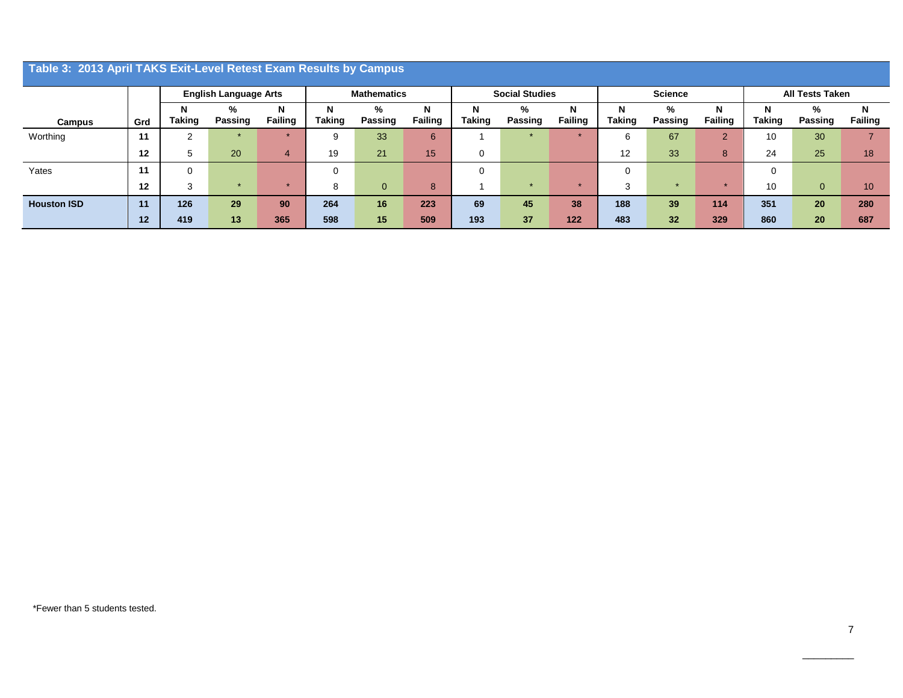## Table 3: 2013 April TAKS Exit-Level Retest Exam Results by Campus

| | | English Language Arts | | | Mathematics | | | Social Studies | | | Science | | | All Tests Taken | | |
|---|---|---|---|---|---|---|---|---|---|---|---|---|---|---|---|---|
| **Campus** | **Grd** | **N Taking** | **% Passing** | **N Failing** | **N Taking** | **% Passing** | **N Failing** | **N Taking** | **% Passing** | **N Failing** | **N Taking** | **% Passing** | **N Failing** | **N Taking** | **% Passing** | **N Failing** |
| Worthing | **11** | 2 | * | * | 9 | 33 | 6 | 1 | * | * | 6 | 67 | 2 | 10 | 30 | 7 |
| | **12** | 5 | 20 | 4 | 19 | 21 | 15 | 0 | | | 12 | 33 | 8 | 24 | 25 | 18 |
| Yates | **11** | 0 | | | 0 | | | 0 | | | 0 | | | 0 | | |
| | **12** | 3 | * | * | 8 | 0 | 8 | 1 | * | * | 3 | * | * | 10 | 0 | 10 |
| **Houston ISD** | **11** | **126** | **29** | **90** | **264** | **16** | **223** | **69** | **45** | **38** | **188** | **39** | **114** | **351** | **20** | **280** |
| | **12** | **419** | **13** | **365** | **598** | **15** | **509** | **193** | **37** | **122** | **483** | **32** | **329** | **860** | **20** | **687** |

*Fewer than 5 students tested.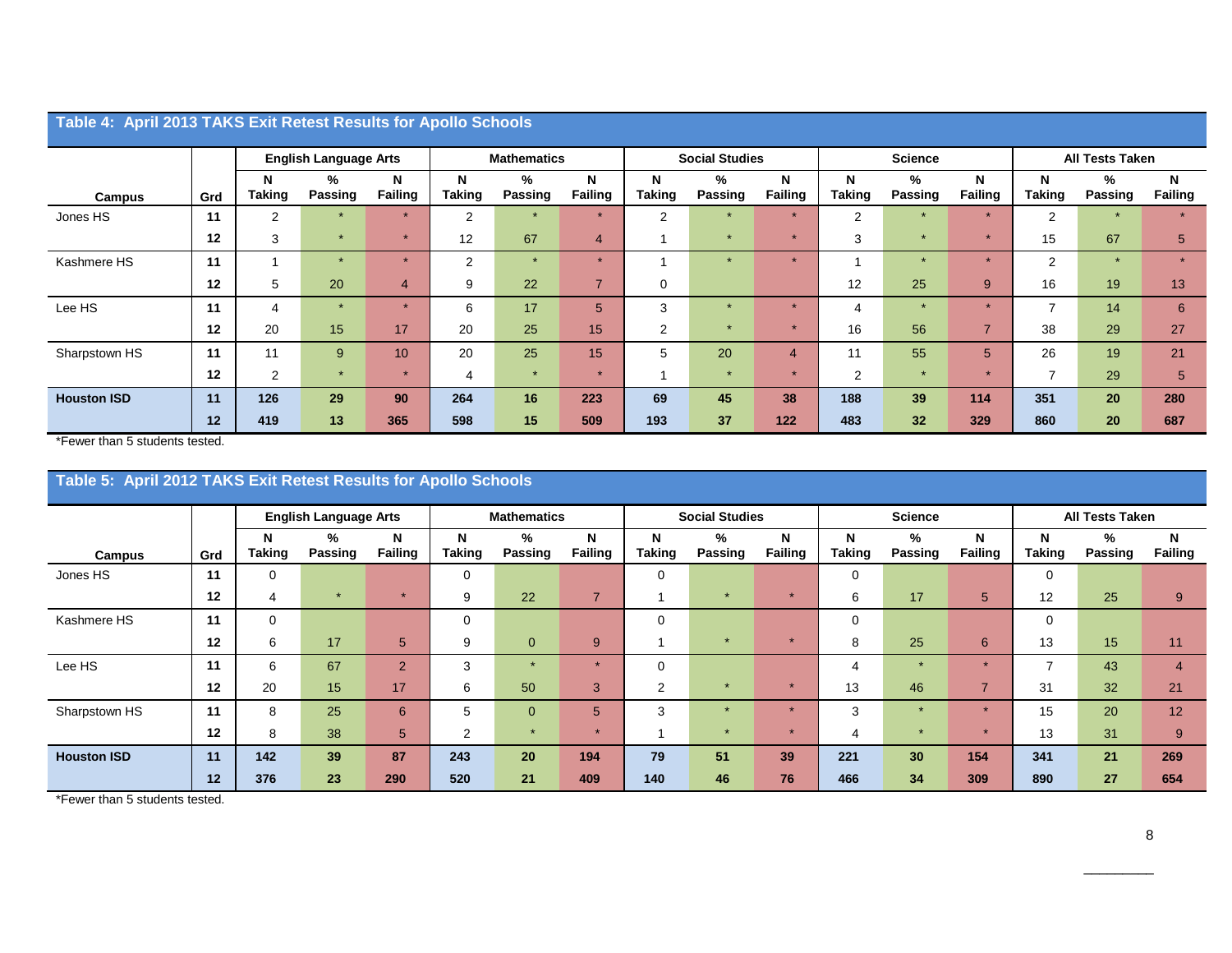## Table 4: April 2013 TAKS Exit Retest Results for Apollo Schools

| Campus | Grd | English Language Arts | | | Mathematics | | | Social Studies | | | Science | | | All Tests Taken | | |
|---|---|---|---|---|---|---|---|---|---|---|---|---|---|---|---|---|
| | | N Taking | % Passing | N Failing | N Taking | % Passing | N Failing | N Taking | % Passing | N Failing | N Taking | % Passing | N Failing | N Taking | % Passing | N Failing |
| Jones HS | 11 | 2 | * | * | 2 | * | * | 2 | * | * | 2 | * | * | 2 | * | * |
| | 12 | 3 | * | * | 12 | 67 | 4 | 1 | * | * | 3 | * | * | 15 | 67 | 5 |
| Kashmere HS | 11 | 1 | * | * | 2 | * | * | 1 | * | * | 1 | * | * | 2 | * | * |
| | 12 | 5 | 20 | 4 | 9 | 22 | 7 | 0 | | | 12 | 25 | 9 | 16 | 19 | 13 |
| Lee HS | 11 | 4 | * | * | 6 | 17 | 5 | 3 | * | * | 4 | * | * | 7 | 14 | 6 |
| | 12 | 20 | 15 | 17 | 20 | 25 | 15 | 2 | * | * | 16 | 56 | 7 | 38 | 29 | 27 |
| Sharpstown HS | 11 | 11 | 9 | 10 | 20 | 25 | 15 | 5 | 20 | 4 | 11 | 55 | 5 | 26 | 19 | 21 |
| | 12 | 2 | * | * | 4 | * | * | 1 | * | * | 2 | * | * | 7 | 29 | 5 |
| **Houston ISD** | **11** | **126** | **29** | **90** | **264** | **16** | **223** | **69** | **45** | **38** | **188** | **39** | **114** | **351** | **20** | **280** |
| | **12** | **419** | **13** | **365** | **598** | **15** | **509** | **193** | **37** | **122** | **483** | **32** | **329** | **860** | **20** | **687** |

*Fewer than 5 students tested.

## Table 5: April 2012 TAKS Exit Retest Results for Apollo Schools

| Campus | Grd | English Language Arts | | | Mathematics | | | Social Studies | | | Science | | | All Tests Taken | | |
|---|---|---|---|---|---|---|---|---|---|---|---|---|---|---|---|---|
| | | N Taking | % Passing | N Failing | N Taking | % Passing | N Failing | N Taking | % Passing | N Failing | N Taking | % Passing | N Failing | N Taking | % Passing | N Failing |
| Jones HS | 11 | 0 | | | 0 | | | 0 | | | 0 | | | 0 | | |
| | 12 | 4 | * | * | 9 | 22 | 7 | 1 | * | * | 6 | 17 | 5 | 12 | 25 | 9 |
| Kashmere HS | 11 | 0 | | | 0 | | | 0 | | | 0 | | | 0 | | |
| | 12 | 6 | 17 | 5 | 9 | 0 | 9 | 1 | * | * | 8 | 25 | 6 | 13 | 15 | 11 |
| Lee HS | 11 | 6 | 67 | 2 | 3 | * | * | 0 | | | 4 | * | * | 7 | 43 | 4 |
| | 12 | 20 | 15 | 17 | 6 | 50 | 3 | 2 | * | * | 13 | 46 | 7 | 31 | 32 | 21 |
| Sharpstown HS | 11 | 8 | 25 | 6 | 5 | 0 | 5 | 3 | * | * | 3 | * | * | 15 | 20 | 12 |
| | 12 | 8 | 38 | 5 | 2 | * | * | 1 | * | * | 4 | * | * | 13 | 31 | 9 |
| **Houston ISD** | **11** | **142** | **39** | **87** | **243** | **20** | **194** | **79** | **51** | **39** | **221** | **30** | **154** | **341** | **21** | **269** |
| | **12** | **376** | **23** | **290** | **520** | **21** | **409** | **140** | **46** | **76** | **466** | **34** | **309** | **890** | **27** | **654** |

*Fewer than 5 students tested.